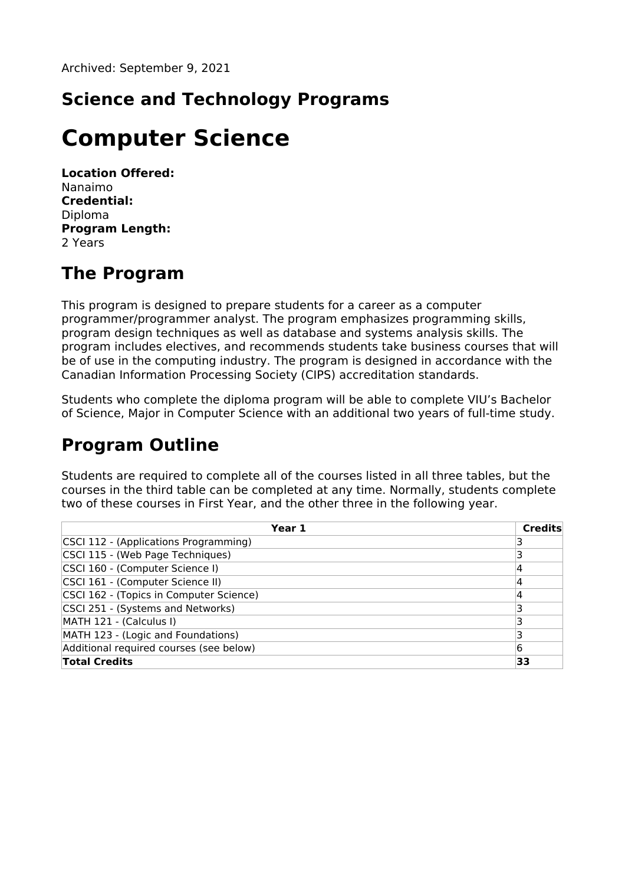Archived: September 9, 2021

## Science and Technology Programs

# Computer Science

**Location Offered:**
Nanaimo
**Credential:**
Diploma
**Program Length:**
2 Years

## The Program

This program is designed to prepare students for a career as a computer programmer/programmer analyst. The program emphasizes programming skills, program design techniques as well as database and systems analysis skills. The program includes electives, and recommends students take business courses that will be of use in the computing industry. The program is designed in accordance with the Canadian Information Processing Society (CIPS) accreditation standards.

Students who complete the diploma program will be able to complete VIU's Bachelor of Science, Major in Computer Science with an additional two years of full-time study.

## Program Outline

Students are required to complete all of the courses listed in all three tables, but the courses in the third table can be completed at any time. Normally, students complete two of these courses in First Year, and the other three in the following year.

| Year 1 | Credits |
|---|---|
| CSCI 112 - (Applications Programming) | 3 |
| CSCI 115 - (Web Page Techniques) | 3 |
| CSCI 160 - (Computer Science I) | 4 |
| CSCI 161 - (Computer Science II) | 4 |
| CSCI 162 - (Topics in Computer Science) | 4 |
| CSCI 251 - (Systems and Networks) | 3 |
| MATH 121 - (Calculus I) | 3 |
| MATH 123 - (Logic and Foundations) | 3 |
| Additional required courses (see below) | 6 |
| **Total Credits** | **33** |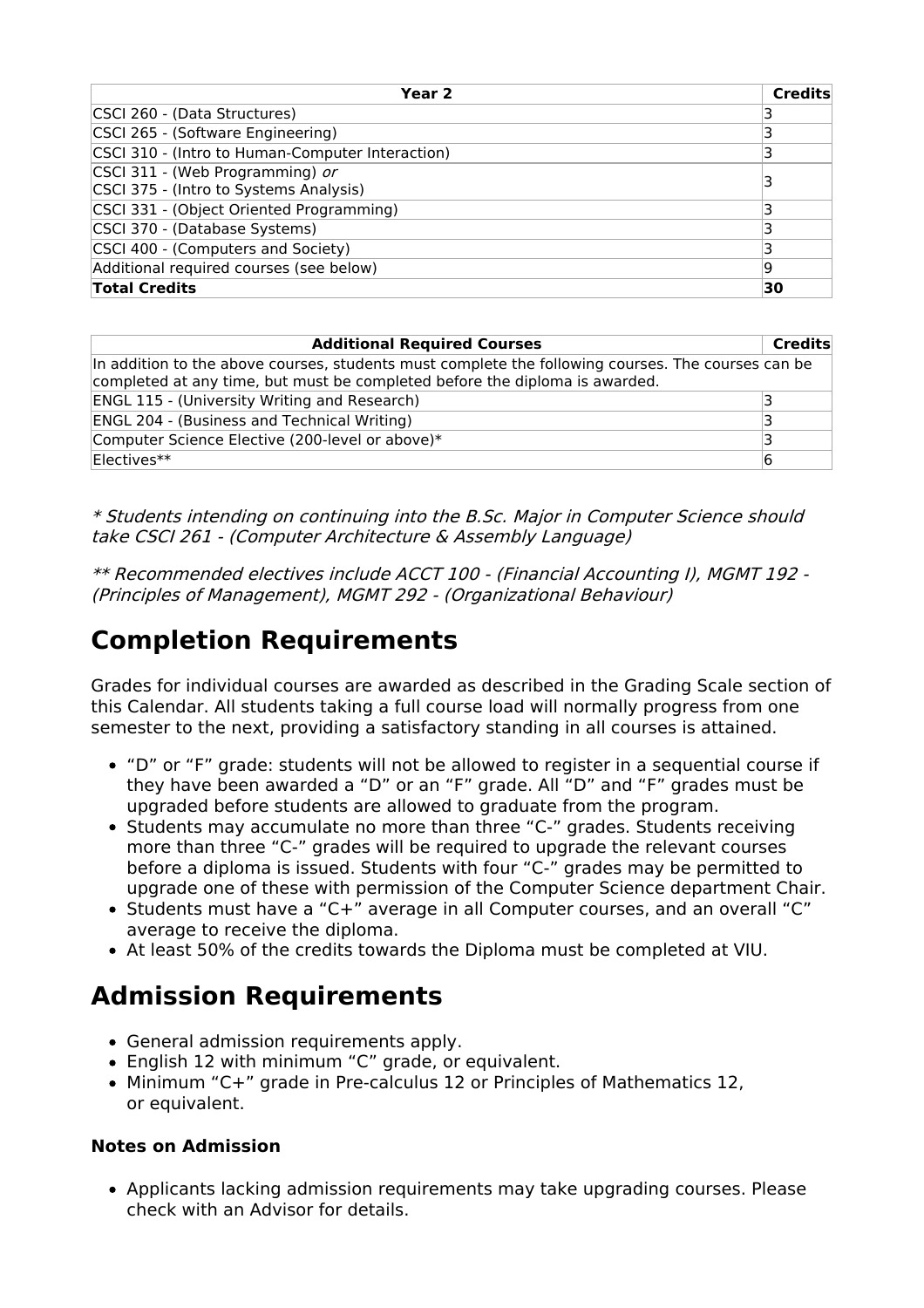| Year 2 | Credits |
|---|---|
| CSCI 260 - (Data Structures) | 3 |
| CSCI 265 - (Software Engineering) | 3 |
| CSCI 310 - (Intro to Human-Computer Interaction) | 3 |
| CSCI 311 - (Web Programming) *or*<br>CSCI 375 - (Intro to Systems Analysis) | 3 |
| CSCI 331 - (Object Oriented Programming) | 3 |
| CSCI 370 - (Database Systems) | 3 |
| CSCI 400 - (Computers and Society) | 3 |
| Additional required courses (see below) | 9 |
| **Total Credits** | **30** |

| Additional Required Courses | Credits |
|---|---|
| In addition to the above courses, students must complete the following courses. The courses can be completed at any time, but must be completed before the diploma is awarded. | |
| ENGL 115 - (University Writing and Research) | 3 |
| ENGL 204 - (Business and Technical Writing) | 3 |
| Computer Science Elective (200-level or above)* | 3 |
| Electives** | 6 |

*\* Students intending on continuing into the B.Sc. Major in Computer Science should take CSCI 261 - (Computer Architecture & Assembly Language)*

*\*\* Recommended electives include ACCT 100 - (Financial Accounting I), MGMT 192 - (Principles of Management), MGMT 292 - (Organizational Behaviour)*

# Completion Requirements

Grades for individual courses are awarded as described in the Grading Scale section of this Calendar. All students taking a full course load will normally progress from one semester to the next, providing a satisfactory standing in all courses is attained.

- "D" or "F" grade: students will not be allowed to register in a sequential course if they have been awarded a "D" or an "F" grade. All "D" and "F" grades must be upgraded before students are allowed to graduate from the program.
- Students may accumulate no more than three "C-" grades. Students receiving more than three "C-" grades will be required to upgrade the relevant courses before a diploma is issued. Students with four "C-" grades may be permitted to upgrade one of these with permission of the Computer Science department Chair.
- Students must have a "C+" average in all Computer courses, and an overall "C" average to receive the diploma.
- At least 50% of the credits towards the Diploma must be completed at VIU.

# Admission Requirements

- General admission requirements apply.
- English 12 with minimum "C" grade, or equivalent.
- Minimum "C+" grade in Pre-calculus 12 or Principles of Mathematics 12, or equivalent.

### Notes on Admission

- Applicants lacking admission requirements may take upgrading courses. Please check with an Advisor for details.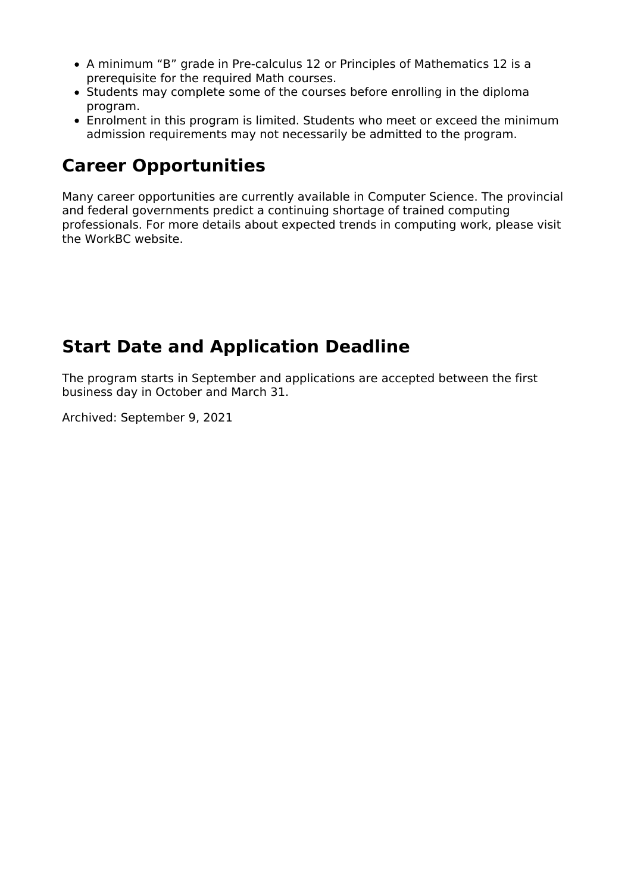- A minimum “B” grade in Pre-calculus 12 or Principles of Mathematics 12 is a prerequisite for the required Math courses.
- Students may complete some of the courses before enrolling in the diploma program.
- Enrolment in this program is limited. Students who meet or exceed the minimum admission requirements may not necessarily be admitted to the program.

## Career Opportunities

Many career opportunities are currently available in Computer Science. The provincial and federal governments predict a continuing shortage of trained computing professionals. For more details about expected trends in computing work, please visit the WorkBC website.

## Start Date and Application Deadline

The program starts in September and applications are accepted between the first business day in October and March 31.

Archived: September 9, 2021